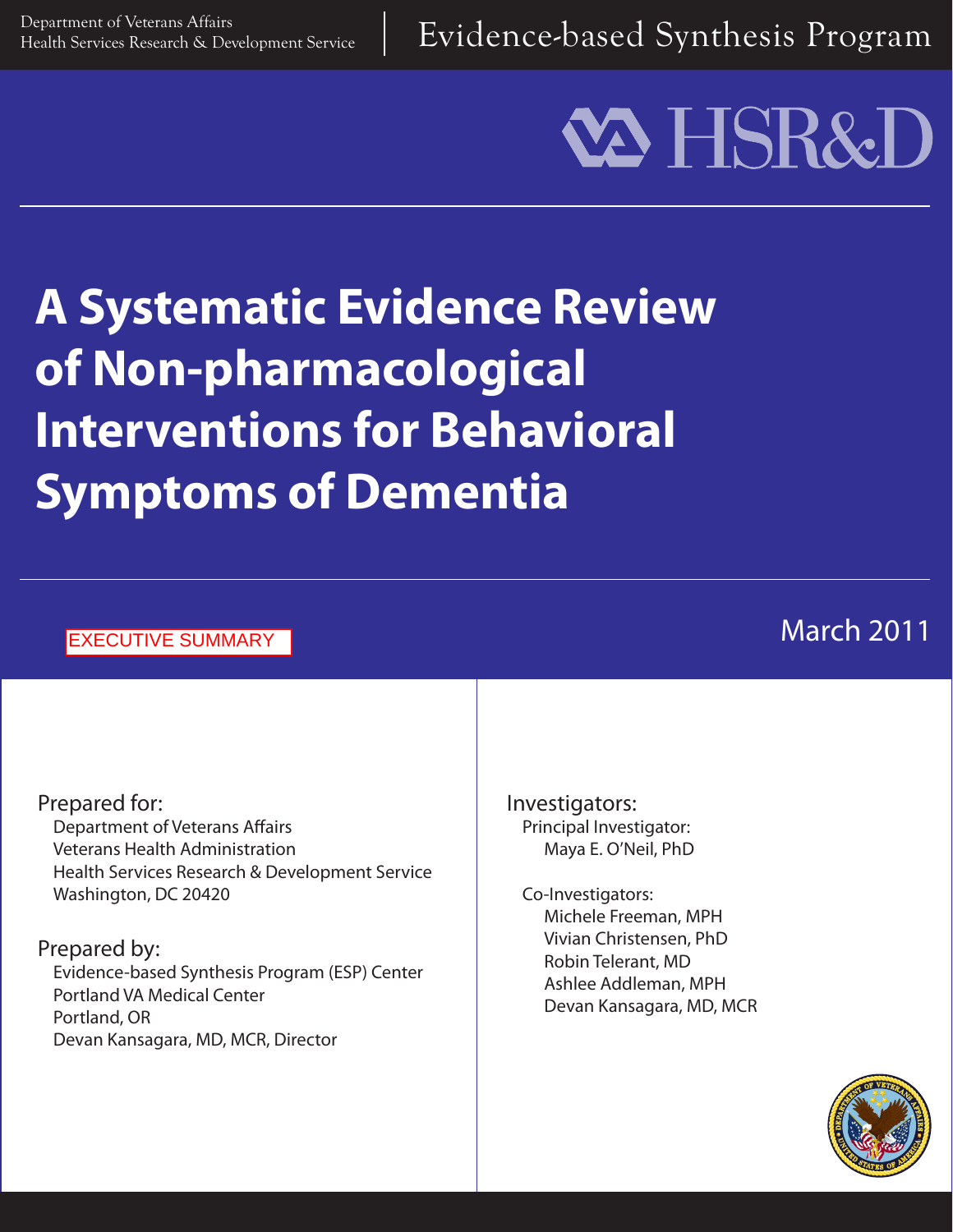Department of Veterans Affairs
Health Services Research & Development Service

Evidence-based Synthesis Program

HSR&D

# A Systematic Evidence Review of Non-pharmacological Interventions for Behavioral Symptoms of Dementia

EXECUTIVE SUMMARY

March 2011

Prepared for:
Department of Veterans Affairs
Veterans Health Administration
Health Services Research & Development Service
Washington, DC 20420

Prepared by:
Evidence-based Synthesis Program (ESP) Center
Portland VA Medical Center
Portland, OR
Devan Kansagara, MD, MCR, Director

Investigators:

Principal Investigator:
Maya E. O'Neil, PhD

Co-Investigators:
Michele Freeman, MPH
Vivian Christensen, PhD
Robin Telerant, MD
Ashlee Addleman, MPH
Devan Kansagara, MD, MCR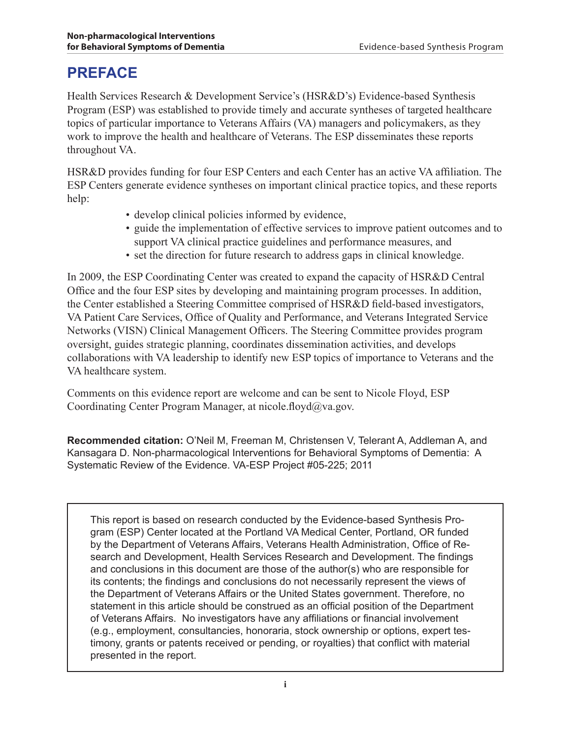# PREFACE

Health Services Research & Development Service's (HSR&D's) Evidence-based Synthesis Program (ESP) was established to provide timely and accurate syntheses of targeted healthcare topics of particular importance to Veterans Affairs (VA) managers and policymakers, as they work to improve the health and healthcare of Veterans. The ESP disseminates these reports throughout VA.

HSR&D provides funding for four ESP Centers and each Center has an active VA affiliation. The ESP Centers generate evidence syntheses on important clinical practice topics, and these reports help:

- develop clinical policies informed by evidence,
- guide the implementation of effective services to improve patient outcomes and to support VA clinical practice guidelines and performance measures, and
- set the direction for future research to address gaps in clinical knowledge.

In 2009, the ESP Coordinating Center was created to expand the capacity of HSR&D Central Office and the four ESP sites by developing and maintaining program processes. In addition, the Center established a Steering Committee comprised of HSR&D field-based investigators, VA Patient Care Services, Office of Quality and Performance, and Veterans Integrated Service Networks (VISN) Clinical Management Officers. The Steering Committee provides program oversight, guides strategic planning, coordinates dissemination activities, and develops collaborations with VA leadership to identify new ESP topics of importance to Veterans and the VA healthcare system.

Comments on this evidence report are welcome and can be sent to Nicole Floyd, ESP Coordinating Center Program Manager, at nicole.floyd@va.gov.

**Recommended citation:** O'Neil M, Freeman M, Christensen V, Telerant A, Addleman A, and Kansagara D. Non-pharmacological Interventions for Behavioral Symptoms of Dementia: A Systematic Review of the Evidence. VA-ESP Project #05-225; 2011

This report is based on research conducted by the Evidence-based Synthesis Program (ESP) Center located at the Portland VA Medical Center, Portland, OR funded by the Department of Veterans Affairs, Veterans Health Administration, Office of Research and Development, Health Services Research and Development. The findings and conclusions in this document are those of the author(s) who are responsible for its contents; the findings and conclusions do not necessarily represent the views of the Department of Veterans Affairs or the United States government. Therefore, no statement in this article should be construed as an official position of the Department of Veterans Affairs. No investigators have any affiliations or financial involvement (e.g., employment, consultancies, honoraria, stock ownership or options, expert testimony, grants or patents received or pending, or royalties) that conflict with material presented in the report.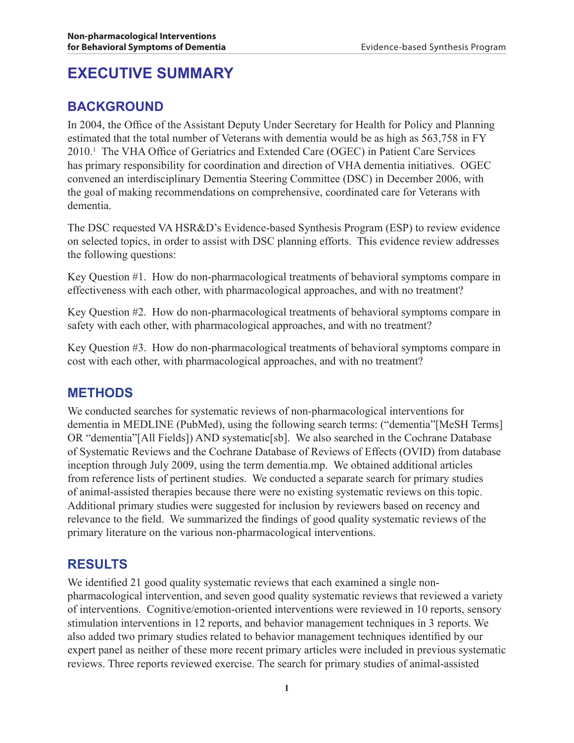# EXECUTIVE SUMMARY

## BACKGROUND

In 2004, the Office of the Assistant Deputy Under Secretary for Health for Policy and Planning estimated that the total number of Veterans with dementia would be as high as 563,758 in FY 2010.[1] The VHA Office of Geriatrics and Extended Care (OGEC) in Patient Care Services has primary responsibility for coordination and direction of VHA dementia initiatives. OGEC convened an interdisciplinary Dementia Steering Committee (DSC) in December 2006, with the goal of making recommendations on comprehensive, coordinated care for Veterans with dementia.

The DSC requested VA HSR&D's Evidence-based Synthesis Program (ESP) to review evidence on selected topics, in order to assist with DSC planning efforts. This evidence review addresses the following questions:

Key Question #1. How do non-pharmacological treatments of behavioral symptoms compare in effectiveness with each other, with pharmacological approaches, and with no treatment?

Key Question #2. How do non-pharmacological treatments of behavioral symptoms compare in safety with each other, with pharmacological approaches, and with no treatment?

Key Question #3. How do non-pharmacological treatments of behavioral symptoms compare in cost with each other, with pharmacological approaches, and with no treatment?

## METHODS

We conducted searches for systematic reviews of non-pharmacological interventions for dementia in MEDLINE (PubMed), using the following search terms: ("dementia"[MeSH Terms] OR "dementia"[All Fields]) AND systematic[sb]. We also searched in the Cochrane Database of Systematic Reviews and the Cochrane Database of Reviews of Effects (OVID) from database inception through July 2009, using the term dementia.mp. We obtained additional articles from reference lists of pertinent studies. We conducted a separate search for primary studies of animal-assisted therapies because there were no existing systematic reviews on this topic. Additional primary studies were suggested for inclusion by reviewers based on recency and relevance to the field. We summarized the findings of good quality systematic reviews of the primary literature on the various non-pharmacological interventions.

## RESULTS

We identified 21 good quality systematic reviews that each examined a single non-pharmacological intervention, and seven good quality systematic reviews that reviewed a variety of interventions. Cognitive/emotion-oriented interventions were reviewed in 10 reports, sensory stimulation interventions in 12 reports, and behavior management techniques in 3 reports. We also added two primary studies related to behavior management techniques identified by our expert panel as neither of these more recent primary articles were included in previous systematic reviews. Three reports reviewed exercise. The search for primary studies of animal-assisted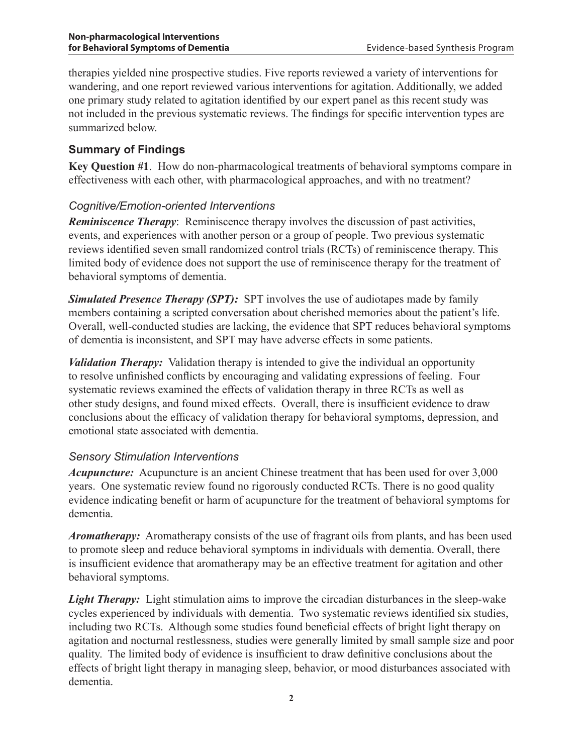therapies yielded nine prospective studies. Five reports reviewed a variety of interventions for wandering, and one report reviewed various interventions for agitation. Additionally, we added one primary study related to agitation identified by our expert panel as this recent study was not included in the previous systematic reviews. The findings for specific intervention types are summarized below.

## Summary of Findings

**Key Question #1**. How do non-pharmacological treatments of behavioral symptoms compare in effectiveness with each other, with pharmacological approaches, and with no treatment?

### *Cognitive/Emotion-oriented Interventions*

***Reminiscence Therapy***: Reminiscence therapy involves the discussion of past activities, events, and experiences with another person or a group of people. Two previous systematic reviews identified seven small randomized control trials (RCTs) of reminiscence therapy. This limited body of evidence does not support the use of reminiscence therapy for the treatment of behavioral symptoms of dementia.

***Simulated Presence Therapy (SPT):*** SPT involves the use of audiotapes made by family members containing a scripted conversation about cherished memories about the patient's life. Overall, well-conducted studies are lacking, the evidence that SPT reduces behavioral symptoms of dementia is inconsistent, and SPT may have adverse effects in some patients.

***Validation Therapy:*** Validation therapy is intended to give the individual an opportunity to resolve unfinished conflicts by encouraging and validating expressions of feeling. Four systematic reviews examined the effects of validation therapy in three RCTs as well as other study designs, and found mixed effects. Overall, there is insufficient evidence to draw conclusions about the efficacy of validation therapy for behavioral symptoms, depression, and emotional state associated with dementia.

### *Sensory Stimulation Interventions*

***Acupuncture:*** Acupuncture is an ancient Chinese treatment that has been used for over 3,000 years. One systematic review found no rigorously conducted RCTs. There is no good quality evidence indicating benefit or harm of acupuncture for the treatment of behavioral symptoms for dementia.

***Aromatherapy:*** Aromatherapy consists of the use of fragrant oils from plants, and has been used to promote sleep and reduce behavioral symptoms in individuals with dementia. Overall, there is insufficient evidence that aromatherapy may be an effective treatment for agitation and other behavioral symptoms.

***Light Therapy:*** Light stimulation aims to improve the circadian disturbances in the sleep-wake cycles experienced by individuals with dementia. Two systematic reviews identified six studies, including two RCTs. Although some studies found beneficial effects of bright light therapy on agitation and nocturnal restlessness, studies were generally limited by small sample size and poor quality. The limited body of evidence is insufficient to draw definitive conclusions about the effects of bright light therapy in managing sleep, behavior, or mood disturbances associated with dementia.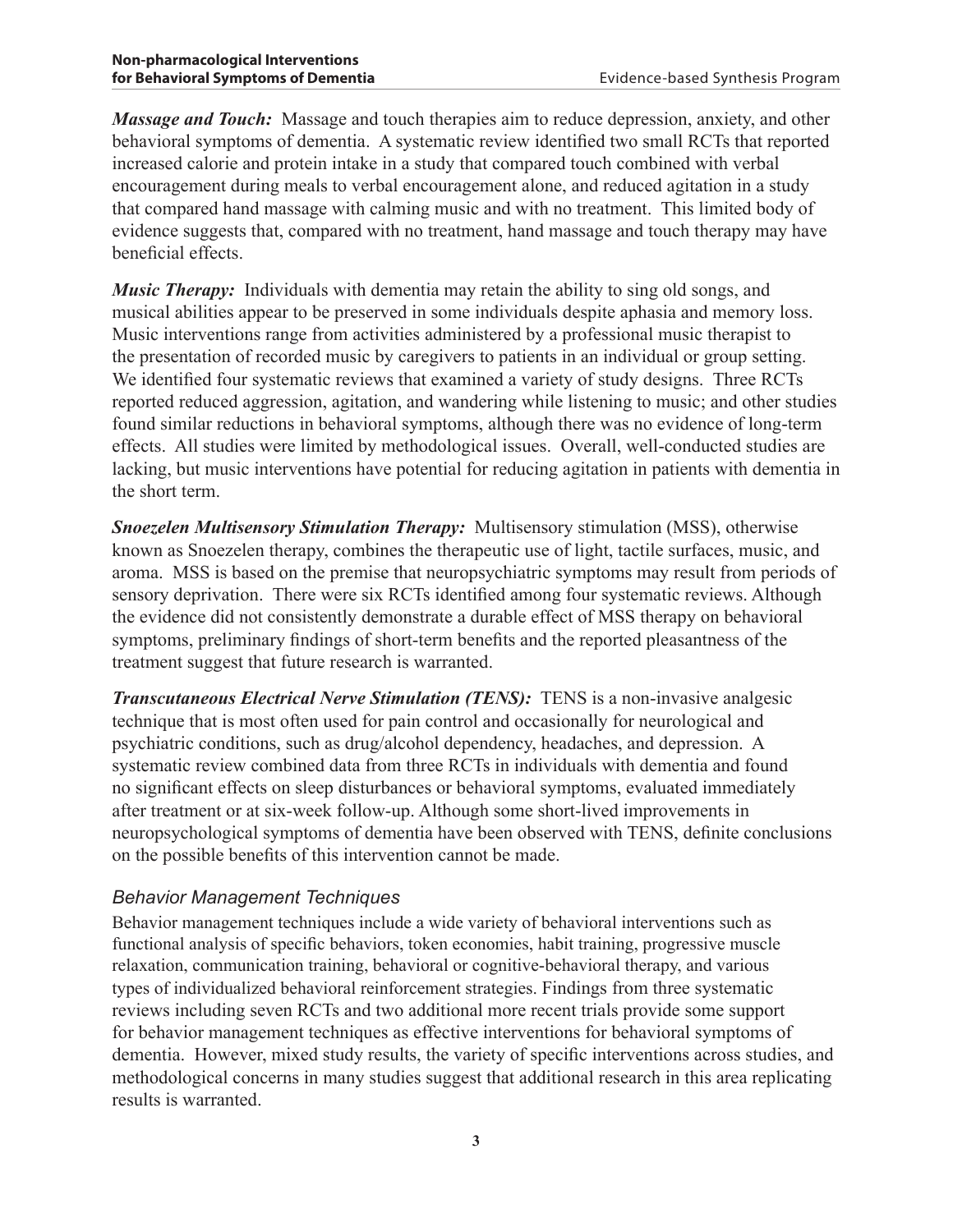***Massage and Touch:*** Massage and touch therapies aim to reduce depression, anxiety, and other behavioral symptoms of dementia. A systematic review identified two small RCTs that reported increased calorie and protein intake in a study that compared touch combined with verbal encouragement during meals to verbal encouragement alone, and reduced agitation in a study that compared hand massage with calming music and with no treatment. This limited body of evidence suggests that, compared with no treatment, hand massage and touch therapy may have beneficial effects.

***Music Therapy:*** Individuals with dementia may retain the ability to sing old songs, and musical abilities appear to be preserved in some individuals despite aphasia and memory loss. Music interventions range from activities administered by a professional music therapist to the presentation of recorded music by caregivers to patients in an individual or group setting. We identified four systematic reviews that examined a variety of study designs. Three RCTs reported reduced aggression, agitation, and wandering while listening to music; and other studies found similar reductions in behavioral symptoms, although there was no evidence of long-term effects. All studies were limited by methodological issues. Overall, well-conducted studies are lacking, but music interventions have potential for reducing agitation in patients with dementia in the short term.

***Snoezelen Multisensory Stimulation Therapy:*** Multisensory stimulation (MSS), otherwise known as Snoezelen therapy, combines the therapeutic use of light, tactile surfaces, music, and aroma. MSS is based on the premise that neuropsychiatric symptoms may result from periods of sensory deprivation. There were six RCTs identified among four systematic reviews. Although the evidence did not consistently demonstrate a durable effect of MSS therapy on behavioral symptoms, preliminary findings of short-term benefits and the reported pleasantness of the treatment suggest that future research is warranted.

***Transcutaneous Electrical Nerve Stimulation (TENS):*** TENS is a non-invasive analgesic technique that is most often used for pain control and occasionally for neurological and psychiatric conditions, such as drug/alcohol dependency, headaches, and depression. A systematic review combined data from three RCTs in individuals with dementia and found no significant effects on sleep disturbances or behavioral symptoms, evaluated immediately after treatment or at six-week follow-up. Although some short-lived improvements in neuropsychological symptoms of dementia have been observed with TENS, definite conclusions on the possible benefits of this intervention cannot be made.

### *Behavior Management Techniques*

Behavior management techniques include a wide variety of behavioral interventions such as functional analysis of specific behaviors, token economies, habit training, progressive muscle relaxation, communication training, behavioral or cognitive-behavioral therapy, and various types of individualized behavioral reinforcement strategies. Findings from three systematic reviews including seven RCTs and two additional more recent trials provide some support for behavior management techniques as effective interventions for behavioral symptoms of dementia. However, mixed study results, the variety of specific interventions across studies, and methodological concerns in many studies suggest that additional research in this area replicating results is warranted.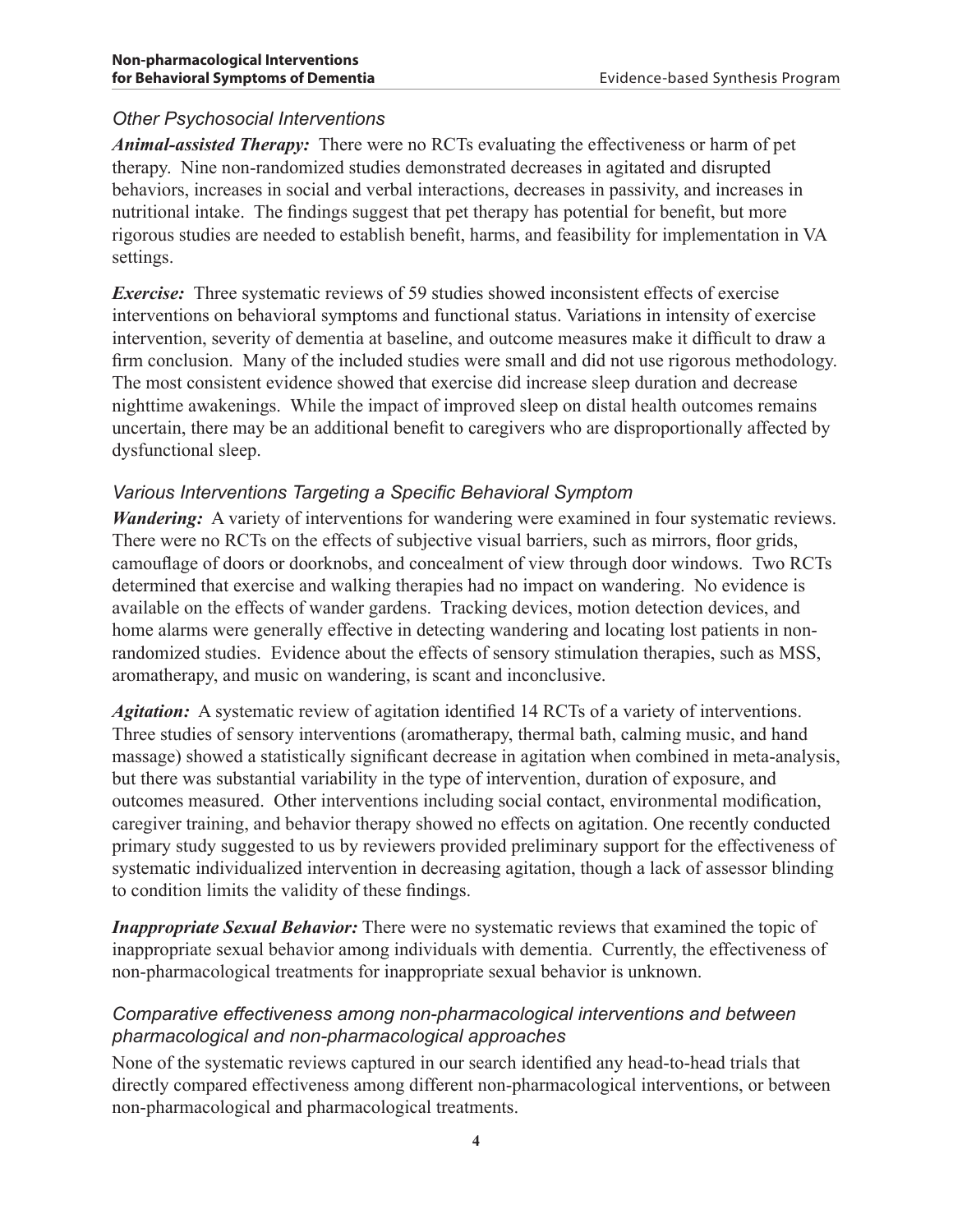### *Other Psychosocial Interventions*

***Animal-assisted Therapy:*** There were no RCTs evaluating the effectiveness or harm of pet therapy. Nine non-randomized studies demonstrated decreases in agitated and disrupted behaviors, increases in social and verbal interactions, decreases in passivity, and increases in nutritional intake. The findings suggest that pet therapy has potential for benefit, but more rigorous studies are needed to establish benefit, harms, and feasibility for implementation in VA settings.

***Exercise:*** Three systematic reviews of 59 studies showed inconsistent effects of exercise interventions on behavioral symptoms and functional status. Variations in intensity of exercise intervention, severity of dementia at baseline, and outcome measures make it difficult to draw a firm conclusion. Many of the included studies were small and did not use rigorous methodology. The most consistent evidence showed that exercise did increase sleep duration and decrease nighttime awakenings. While the impact of improved sleep on distal health outcomes remains uncertain, there may be an additional benefit to caregivers who are disproportionally affected by dysfunctional sleep.

### *Various Interventions Targeting a Specific Behavioral Symptom*

***Wandering:*** A variety of interventions for wandering were examined in four systematic reviews. There were no RCTs on the effects of subjective visual barriers, such as mirrors, floor grids, camouflage of doors or doorknobs, and concealment of view through door windows. Two RCTs determined that exercise and walking therapies had no impact on wandering. No evidence is available on the effects of wander gardens. Tracking devices, motion detection devices, and home alarms were generally effective in detecting wandering and locating lost patients in non-randomized studies. Evidence about the effects of sensory stimulation therapies, such as MSS, aromatherapy, and music on wandering, is scant and inconclusive.

***Agitation:*** A systematic review of agitation identified 14 RCTs of a variety of interventions. Three studies of sensory interventions (aromatherapy, thermal bath, calming music, and hand massage) showed a statistically significant decrease in agitation when combined in meta-analysis, but there was substantial variability in the type of intervention, duration of exposure, and outcomes measured. Other interventions including social contact, environmental modification, caregiver training, and behavior therapy showed no effects on agitation. One recently conducted primary study suggested to us by reviewers provided preliminary support for the effectiveness of systematic individualized intervention in decreasing agitation, though a lack of assessor blinding to condition limits the validity of these findings.

***Inappropriate Sexual Behavior:*** There were no systematic reviews that examined the topic of inappropriate sexual behavior among individuals with dementia. Currently, the effectiveness of non-pharmacological treatments for inappropriate sexual behavior is unknown.

### *Comparative effectiveness among non-pharmacological interventions and between pharmacological and non-pharmacological approaches*

None of the systematic reviews captured in our search identified any head-to-head trials that directly compared effectiveness among different non-pharmacological interventions, or between non-pharmacological and pharmacological treatments.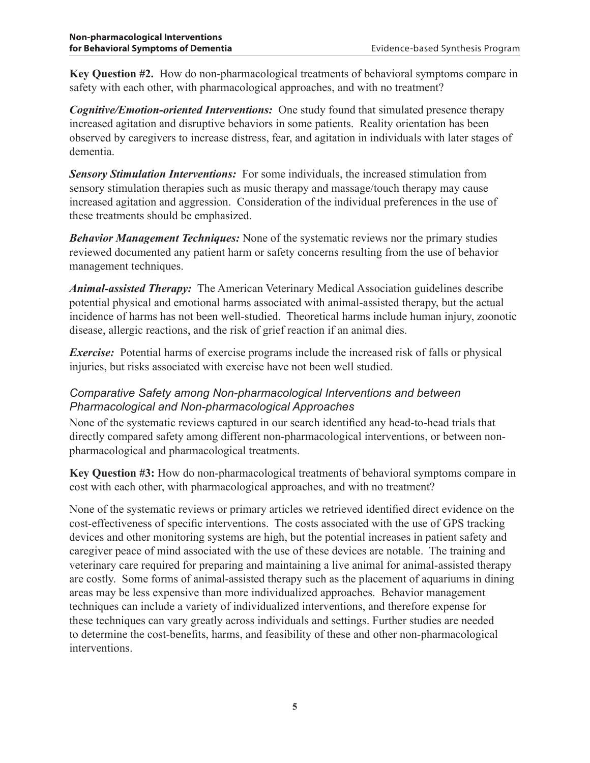**Key Question #2.** How do non-pharmacological treatments of behavioral symptoms compare in safety with each other, with pharmacological approaches, and with no treatment?

***Cognitive/Emotion-oriented Interventions:*** One study found that simulated presence therapy increased agitation and disruptive behaviors in some patients. Reality orientation has been observed by caregivers to increase distress, fear, and agitation in individuals with later stages of dementia.

***Sensory Stimulation Interventions:*** For some individuals, the increased stimulation from sensory stimulation therapies such as music therapy and massage/touch therapy may cause increased agitation and aggression. Consideration of the individual preferences in the use of these treatments should be emphasized.

***Behavior Management Techniques:*** None of the systematic reviews nor the primary studies reviewed documented any patient harm or safety concerns resulting from the use of behavior management techniques.

***Animal-assisted Therapy:*** The American Veterinary Medical Association guidelines describe potential physical and emotional harms associated with animal-assisted therapy, but the actual incidence of harms has not been well-studied. Theoretical harms include human injury, zoonotic disease, allergic reactions, and the risk of grief reaction if an animal dies.

***Exercise:*** Potential harms of exercise programs include the increased risk of falls or physical injuries, but risks associated with exercise have not been well studied.

### *Comparative Safety among Non-pharmacological Interventions and between Pharmacological and Non-pharmacological Approaches*

None of the systematic reviews captured in our search identified any head-to-head trials that directly compared safety among different non-pharmacological interventions, or between non-pharmacological and pharmacological treatments.

**Key Question #3:** How do non-pharmacological treatments of behavioral symptoms compare in cost with each other, with pharmacological approaches, and with no treatment?

None of the systematic reviews or primary articles we retrieved identified direct evidence on the cost-effectiveness of specific interventions. The costs associated with the use of GPS tracking devices and other monitoring systems are high, but the potential increases in patient safety and caregiver peace of mind associated with the use of these devices are notable. The training and veterinary care required for preparing and maintaining a live animal for animal-assisted therapy are costly. Some forms of animal-assisted therapy such as the placement of aquariums in dining areas may be less expensive than more individualized approaches. Behavior management techniques can include a variety of individualized interventions, and therefore expense for these techniques can vary greatly across individuals and settings. Further studies are needed to determine the cost-benefits, harms, and feasibility of these and other non-pharmacological interventions.